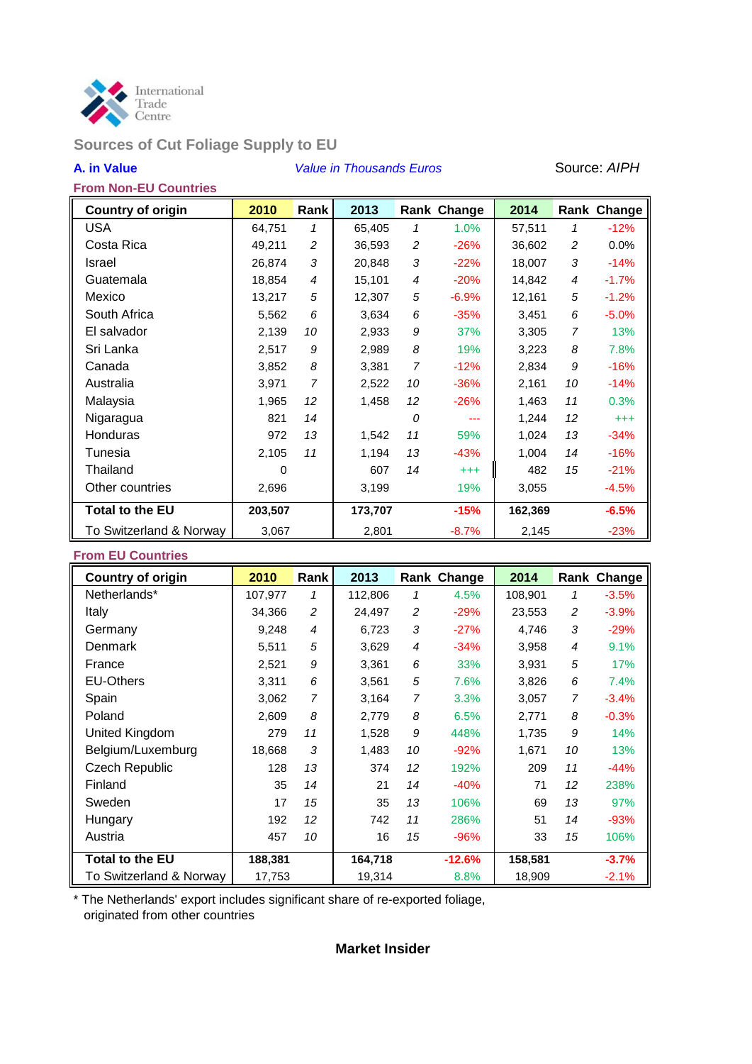International Trade Centre

## Sources of Cut Foliage Supply to EU

**A. in Value** *Value in Thousands Euros* Source: *AIPH*

### From Non-EU Countries

| Country of origin | 2010 | Rank | 2013 | Rank | Change | 2014 | Rank | Change |
|---|---|---|---|---|---|---|---|---|
| USA | 64,751 | *1* | 65,405 | *1* | 1.0% | 57,511 | *1* | -12% |
| Costa Rica | 49,211 | *2* | 36,593 | *2* | -26% | 36,602 | *2* | 0.0% |
| Israel | 26,874 | *3* | 20,848 | *3* | -22% | 18,007 | *3* | -14% |
| Guatemala | 18,854 | *4* | 15,101 | *4* | -20% | 14,842 | *4* | -1.7% |
| Mexico | 13,217 | *5* | 12,307 | *5* | -6.9% | 12,161 | *5* | -1.2% |
| South Africa | 5,562 | *6* | 3,634 | *6* | -35% | 3,451 | *6* | -5.0% |
| El salvador | 2,139 | *10* | 2,933 | *9* | 37% | 3,305 | *7* | 13% |
| Sri Lanka | 2,517 | *9* | 2,989 | *8* | 19% | 3,223 | *8* | 7.8% |
| Canada | 3,852 | *8* | 3,381 | *7* | -12% | 2,834 | *9* | -16% |
| Australia | 3,971 | *7* | 2,522 | *10* | -36% | 2,161 | *10* | -14% |
| Malaysia | 1,965 | *12* | 1,458 | *12* | -26% | 1,463 | *11* | 0.3% |
| Nigaragua | 821 | *14* | | *0* | --- | 1,244 | *12* | +++ |
| Honduras | 972 | *13* | 1,542 | *11* | 59% | 1,024 | *13* | -34% |
| Tunesia | 2,105 | *11* | 1,194 | *13* | -43% | 1,004 | *14* | -16% |
| Thailand | 0 | | 607 | *14* | +++ | 482 | *15* | -21% |
| Other countries | 2,696 | | 3,199 | | 19% | 3,055 | | -4.5% |
| **Total to the EU** | **203,507** | | **173,707** | | **-15%** | **162,369** | | **-6.5%** |
| To Switzerland & Norway | 3,067 | | 2,801 | | -8.7% | 2,145 | | -23% |

### From EU Countries

| Country of origin | 2010 | Rank | 2013 | Rank | Change | 2014 | Rank | Change |
|---|---|---|---|---|---|---|---|---|
| Netherlands* | 107,977 | *1* | 112,806 | *1* | 4.5% | 108,901 | *1* | -3.5% |
| Italy | 34,366 | *2* | 24,497 | *2* | -29% | 23,553 | *2* | -3.9% |
| Germany | 9,248 | *4* | 6,723 | *3* | -27% | 4,746 | *3* | -29% |
| Denmark | 5,511 | *5* | 3,629 | *4* | -34% | 3,958 | *4* | 9.1% |
| France | 2,521 | *9* | 3,361 | *6* | 33% | 3,931 | *5* | 17% |
| EU-Others | 3,311 | *6* | 3,561 | *5* | 7.6% | 3,826 | *6* | 7.4% |
| Spain | 3,062 | *7* | 3,164 | *7* | 3.3% | 3,057 | *7* | -3.4% |
| Poland | 2,609 | *8* | 2,779 | *8* | 6.5% | 2,771 | *8* | -0.3% |
| United Kingdom | 279 | *11* | 1,528 | *9* | 448% | 1,735 | *9* | 14% |
| Belgium/Luxemburg | 18,668 | *3* | 1,483 | *10* | -92% | 1,671 | *10* | 13% |
| Czech Republic | 128 | *13* | 374 | *12* | 192% | 209 | *11* | -44% |
| Finland | 35 | *14* | 21 | *14* | -40% | 71 | *12* | 238% |
| Sweden | 17 | *15* | 35 | *13* | 106% | 69 | *13* | 97% |
| Hungary | 192 | *12* | 742 | *11* | 286% | 51 | *14* | -93% |
| Austria | 457 | *10* | 16 | *15* | -96% | 33 | *15* | 106% |
| **Total to the EU** | **188,381** | | **164,718** | | **-12.6%** | **158,581** | | **-3.7%** |
| To Switzerland & Norway | 17,753 | | 19,314 | | 8.8% | 18,909 | | -2.1% |

\* The Netherlands' export includes significant share of re-exported foliage, originated from other countries

**Market Insider**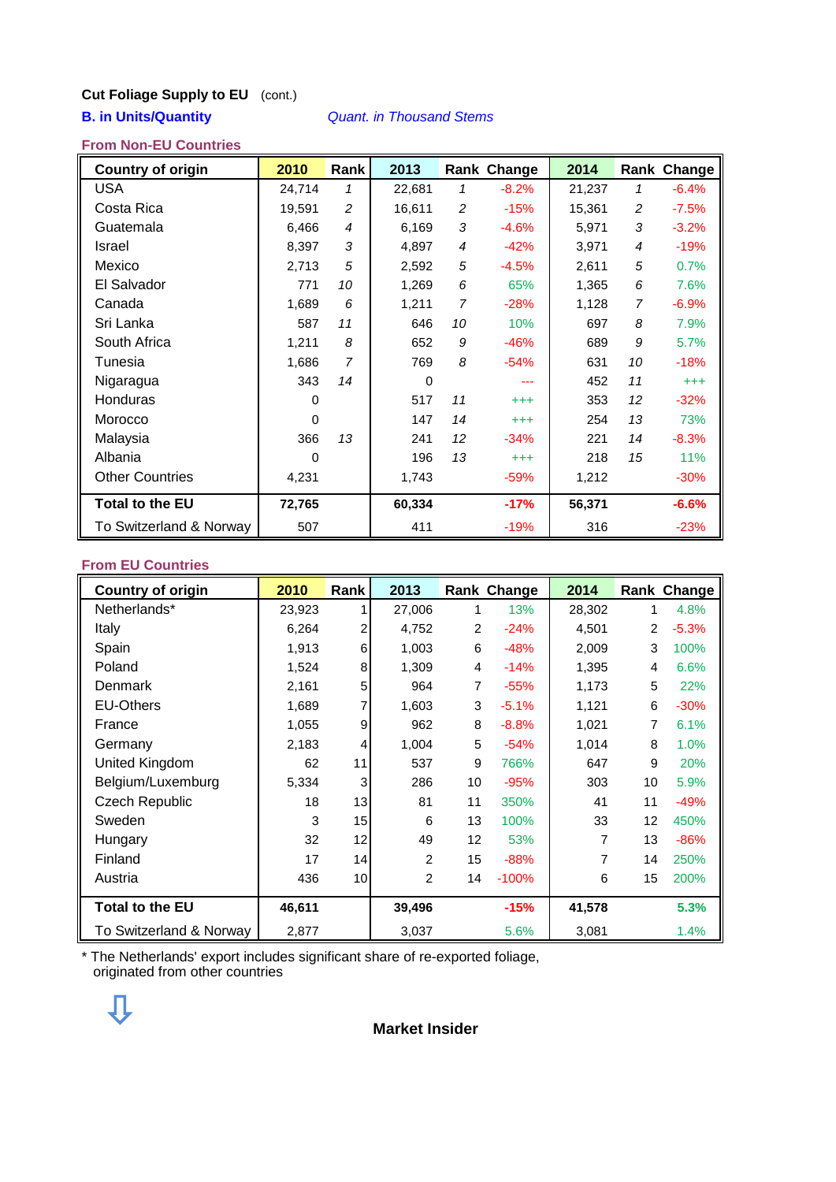**Cut Foliage Supply to EU** (cont.)

**B. in Units/Quantity** *Quant. in Thousand Stems*

**From Non-EU Countries**

| Country of origin | 2010 | Rank | 2013 | Rank | Change | 2014 | Rank | Change |
|---|---|---|---|---|---|---|---|---|
| USA | 24,714 | *1* | 22,681 | *1* | -8.2% | 21,237 | *1* | -6.4% |
| Costa Rica | 19,591 | *2* | 16,611 | *2* | -15% | 15,361 | *2* | -7.5% |
| Guatemala | 6,466 | *4* | 6,169 | *3* | -4.6% | 5,971 | *3* | -3.2% |
| Israel | 8,397 | *3* | 4,897 | *4* | -42% | 3,971 | *4* | -19% |
| Mexico | 2,713 | *5* | 2,592 | *5* | -4.5% | 2,611 | *5* | 0.7% |
| El Salvador | 771 | *10* | 1,269 | *6* | 65% | 1,365 | *6* | 7.6% |
| Canada | 1,689 | *6* | 1,211 | *7* | -28% | 1,128 | *7* | -6.9% |
| Sri Lanka | 587 | *11* | 646 | *10* | 10% | 697 | *8* | 7.9% |
| South Africa | 1,211 | *8* | 652 | *9* | -46% | 689 | *9* | 5.7% |
| Tunesia | 1,686 | *7* | 769 | *8* | -54% | 631 | *10* | -18% |
| Nigaragua | 343 | *14* | 0 | | --- | 452 | *11* | +++ |
| Honduras | 0 | | 517 | *11* | +++ | 353 | *12* | -32% |
| Morocco | 0 | | 147 | *14* | +++ | 254 | *13* | 73% |
| Malaysia | 366 | *13* | 241 | *12* | -34% | 221 | *14* | -8.3% |
| Albania | 0 | | 196 | *13* | +++ | 218 | *15* | 11% |
| Other Countries | 4,231 | | 1,743 | | -59% | 1,212 | | -30% |
| **Total to the EU** | **72,765** | | **60,334** | | **-17%** | **56,371** | | **-6.6%** |
| To Switzerland & Norway | 507 | | 411 | | -19% | 316 | | -23% |

**From EU Countries**

| Country of origin | 2010 | Rank | 2013 | Rank | Change | 2014 | Rank | Change |
|---|---|---|---|---|---|---|---|---|
| Netherlands* | 23,923 | 1 | 27,006 | 1 | 13% | 28,302 | 1 | 4.8% |
| Italy | 6,264 | 2 | 4,752 | 2 | -24% | 4,501 | 2 | -5.3% |
| Spain | 1,913 | 6 | 1,003 | 6 | -48% | 2,009 | 3 | 100% |
| Poland | 1,524 | 8 | 1,309 | 4 | -14% | 1,395 | 4 | 6.6% |
| Denmark | 2,161 | 5 | 964 | 7 | -55% | 1,173 | 5 | 22% |
| EU-Others | 1,689 | 7 | 1,603 | 3 | -5.1% | 1,121 | 6 | -30% |
| France | 1,055 | 9 | 962 | 8 | -8.8% | 1,021 | 7 | 6.1% |
| Germany | 2,183 | 4 | 1,004 | 5 | -54% | 1,014 | 8 | 1.0% |
| United Kingdom | 62 | 11 | 537 | 9 | 766% | 647 | 9 | 20% |
| Belgium/Luxemburg | 5,334 | 3 | 286 | 10 | -95% | 303 | 10 | 5.9% |
| Czech Republic | 18 | 13 | 81 | 11 | 350% | 41 | 11 | -49% |
| Sweden | 3 | 15 | 6 | 13 | 100% | 33 | 12 | 450% |
| Hungary | 32 | 12 | 49 | 12 | 53% | 7 | 13 | -86% |
| Finland | 17 | 14 | 2 | 15 | -88% | 7 | 14 | 250% |
| Austria | 436 | 10 | 2 | 14 | -100% | 6 | 15 | 200% |
| **Total to the EU** | **46,611** | | **39,496** | | **-15%** | **41,578** | | **5.3%** |
| To Switzerland & Norway | 2,877 | | 3,037 | | 5.6% | 3,081 | | 1.4% |

* The Netherlands' export includes significant share of re-exported foliage, originated from other countries

⇩

**Market Insider**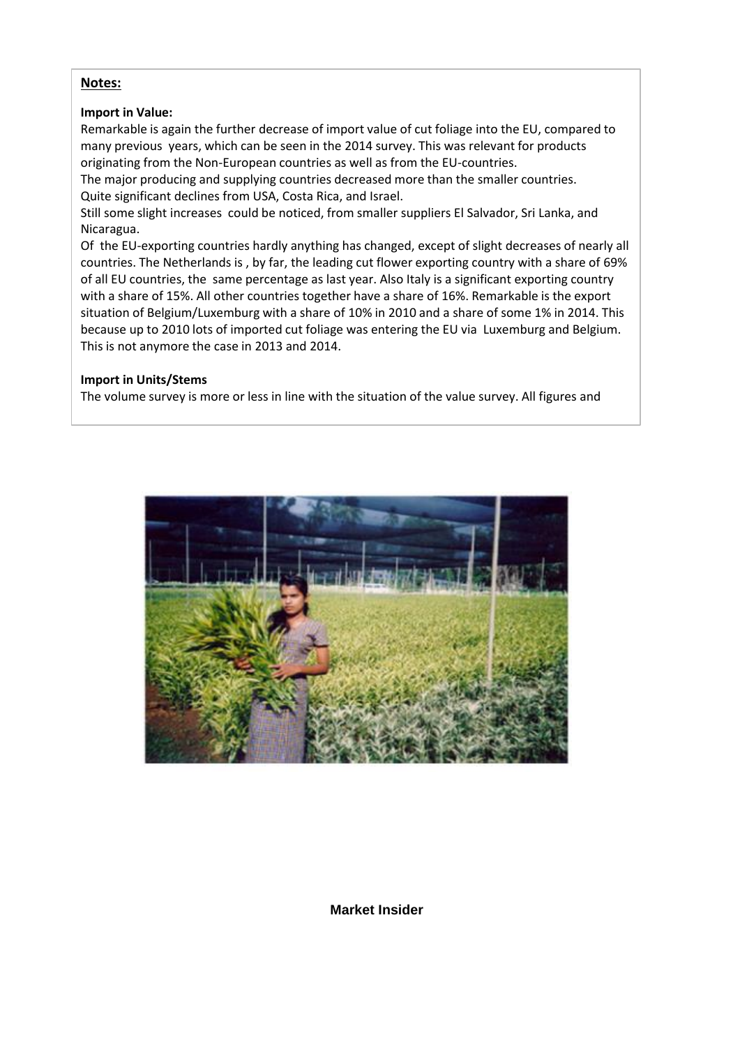**Notes:**

**Import in Value:**

Remarkable is again the further decrease of import value of cut foliage into the EU, compared to many previous years, which can be seen in the 2014 survey. This was relevant for products originating from the Non-European countries as well as from the EU-countries.

The major producing and supplying countries decreased more than the smaller countries.

Quite significant declines from USA, Costa Rica, and Israel.

Still some slight increases could be noticed, from smaller suppliers El Salvador, Sri Lanka, and Nicaragua.

Of the EU-exporting countries hardly anything has changed, except of slight decreases of nearly all countries. The Netherlands is , by far, the leading cut flower exporting country with a share of 69% of all EU countries, the same percentage as last year. Also Italy is a significant exporting country with a share of 15%. All other countries together have a share of 16%. Remarkable is the export situation of Belgium/Luxemburg with a share of 10% in 2010 and a share of some 1% in 2014. This because up to 2010 lots of imported cut foliage was entering the EU via Luxemburg and Belgium. This is not anymore the case in 2013 and 2014.

**Import in Units/Stems**

The volume survey is more or less in line with the situation of the value survey. All figures and

**Market Insider**